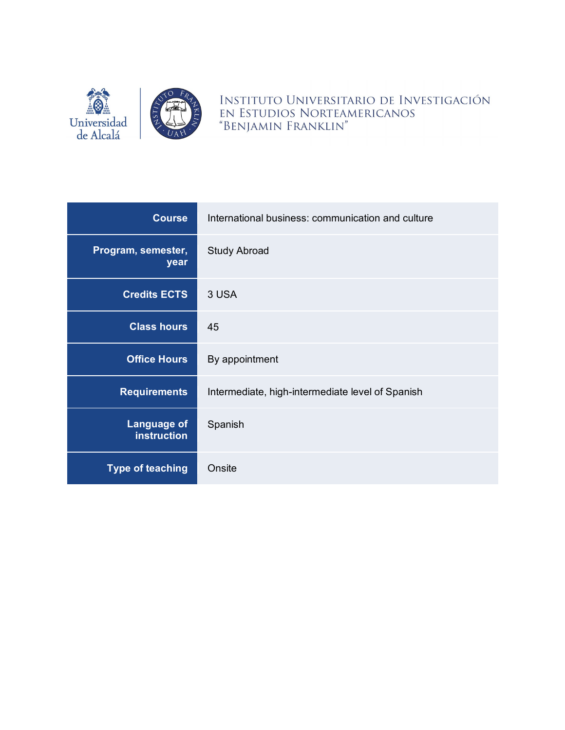Universidad de Alcalá

INSTITUTO UNIVERSITARIO DE INVESTIGACIÓN EN ESTUDIOS NORTEAMERICANOS "BENJAMIN FRANKLIN"

| | |
|---|---|
| **Course** | International business: communication and culture |
| **Program, semester, year** | Study Abroad |
| **Credits ECTS** | 3 USA |
| **Class hours** | 45 |
| **Office Hours** | By appointment |
| **Requirements** | Intermediate, high-intermediate level of Spanish |
| **Language of instruction** | Spanish |
| **Type of teaching** | Onsite |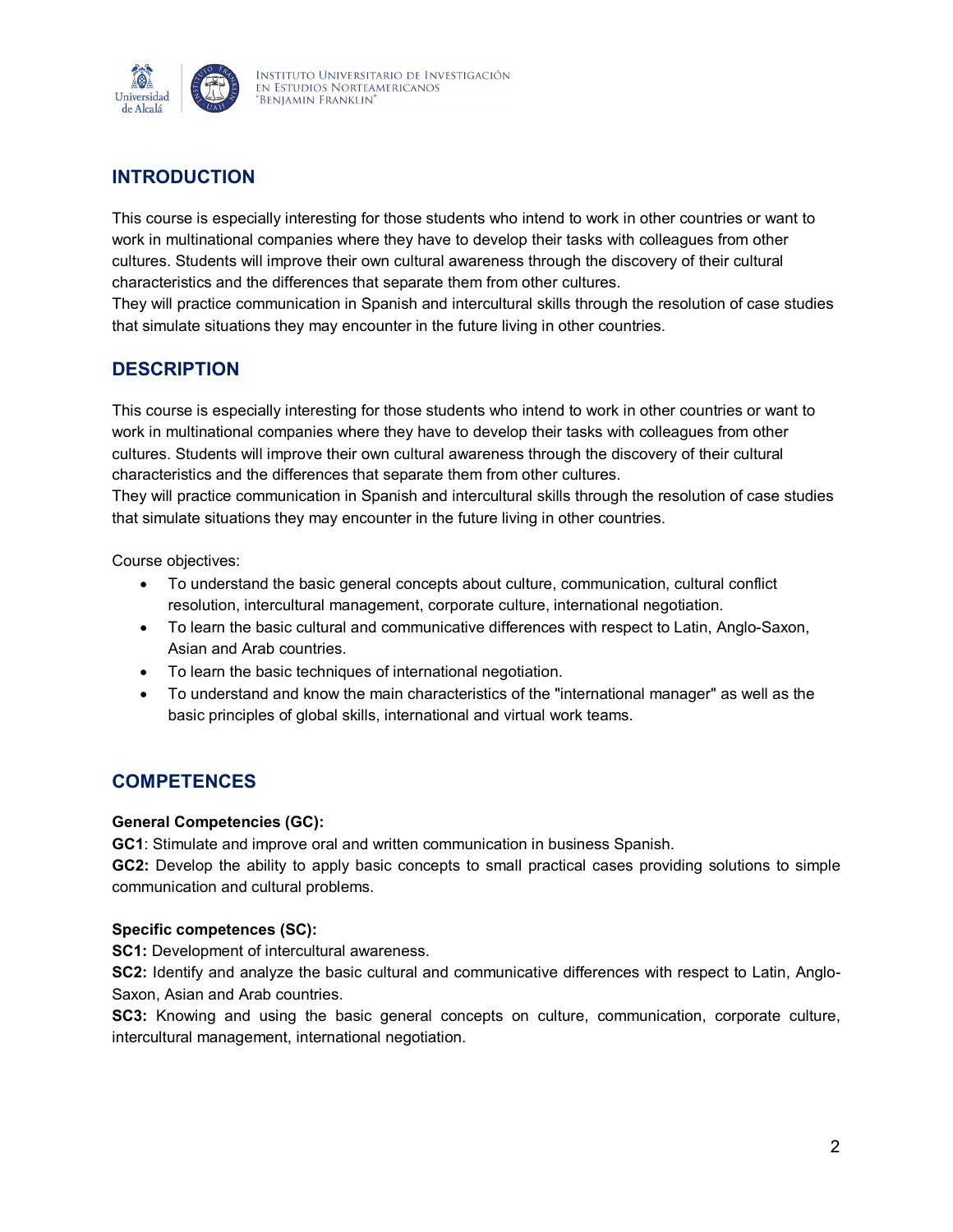## INTRODUCTION

This course is especially interesting for those students who intend to work in other countries or want to work in multinational companies where they have to develop their tasks with colleagues from other cultures. Students will improve their own cultural awareness through the discovery of their cultural characteristics and the differences that separate them from other cultures.
They will practice communication in Spanish and intercultural skills through the resolution of case studies that simulate situations they may encounter in the future living in other countries.

## DESCRIPTION

This course is especially interesting for those students who intend to work in other countries or want to work in multinational companies where they have to develop their tasks with colleagues from other cultures. Students will improve their own cultural awareness through the discovery of their cultural characteristics and the differences that separate them from other cultures.
They will practice communication in Spanish and intercultural skills through the resolution of case studies that simulate situations they may encounter in the future living in other countries.

Course objectives:

- To understand the basic general concepts about culture, communication, cultural conflict resolution, intercultural management, corporate culture, international negotiation.
- To learn the basic cultural and communicative differences with respect to Latin, Anglo-Saxon, Asian and Arab countries.
- To learn the basic techniques of international negotiation.
- To understand and know the main characteristics of the "international manager" as well as the basic principles of global skills, international and virtual work teams.

## COMPETENCES

**General Competencies (GC):**

**GC1**: Stimulate and improve oral and written communication in business Spanish.
**GC2:** Develop the ability to apply basic concepts to small practical cases providing solutions to simple communication and cultural problems.

**Specific competences (SC):**

**SC1:** Development of intercultural awareness.
**SC2:** Identify and analyze the basic cultural and communicative differences with respect to Latin, Anglo-Saxon, Asian and Arab countries.
**SC3:** Knowing and using the basic general concepts on culture, communication, corporate culture, intercultural management, international negotiation.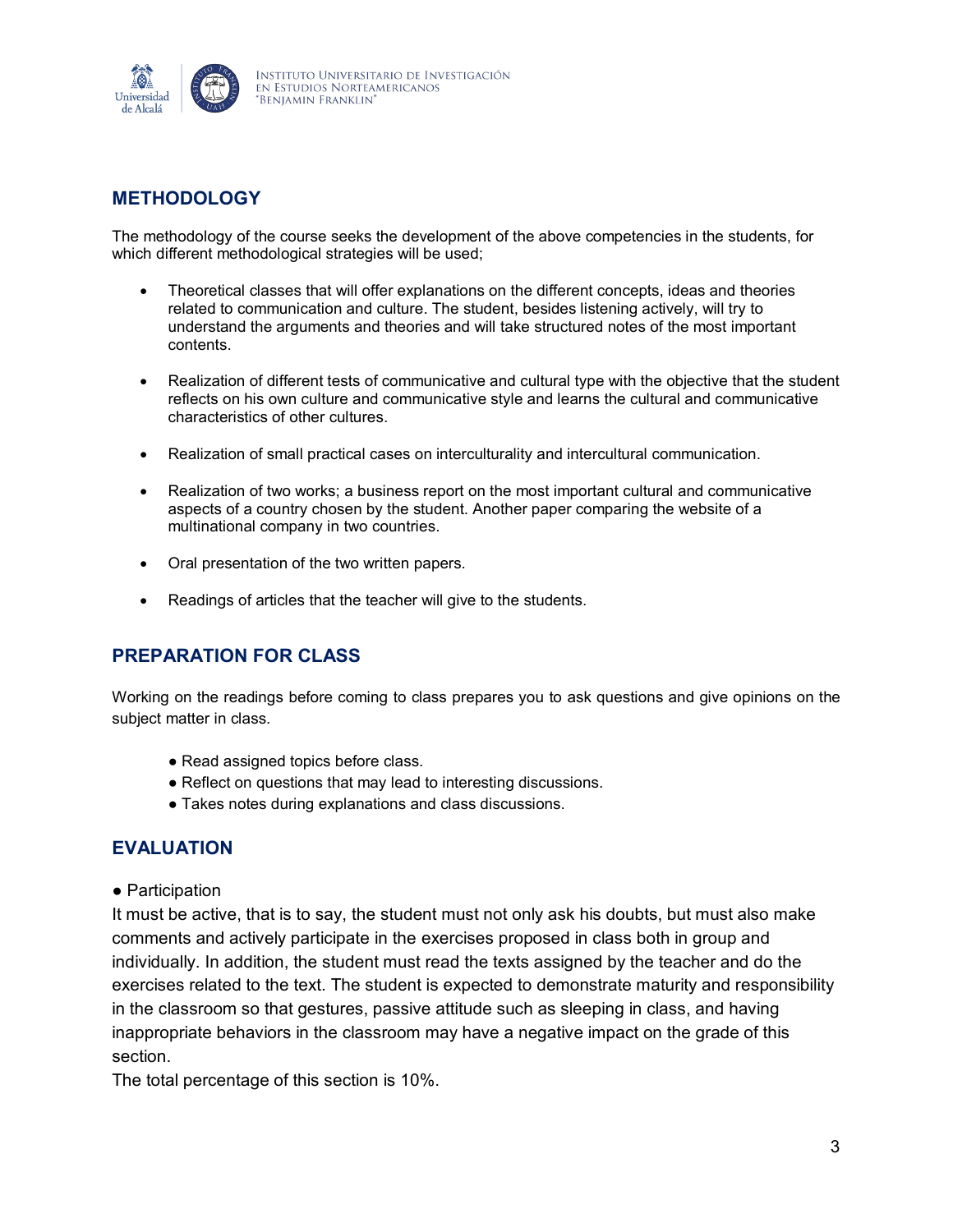## METHODOLOGY

The methodology of the course seeks the development of the above competencies in the students, for which different methodological strategies will be used;

- Theoretical classes that will offer explanations on the different concepts, ideas and theories related to communication and culture. The student, besides listening actively, will try to understand the arguments and theories and will take structured notes of the most important contents.

- Realization of different tests of communicative and cultural type with the objective that the student reflects on his own culture and communicative style and learns the cultural and communicative characteristics of other cultures.

- Realization of small practical cases on interculturality and intercultural communication.

- Realization of two works; a business report on the most important cultural and communicative aspects of a country chosen by the student. Another paper comparing the website of a multinational company in two countries.

- Oral presentation of the two written papers.

- Readings of articles that the teacher will give to the students.

## PREPARATION FOR CLASS

Working on the readings before coming to class prepares you to ask questions and give opinions on the subject matter in class.

- Read assigned topics before class.
- Reflect on questions that may lead to interesting discussions.
- Takes notes during explanations and class discussions.

## EVALUATION

- Participation

It must be active, that is to say, the student must not only ask his doubts, but must also make comments and actively participate in the exercises proposed in class both in group and individually. In addition, the student must read the texts assigned by the teacher and do the exercises related to the text. The student is expected to demonstrate maturity and responsibility in the classroom so that gestures, passive attitude such as sleeping in class, and having inappropriate behaviors in the classroom may have a negative impact on the grade of this section.
The total percentage of this section is 10%.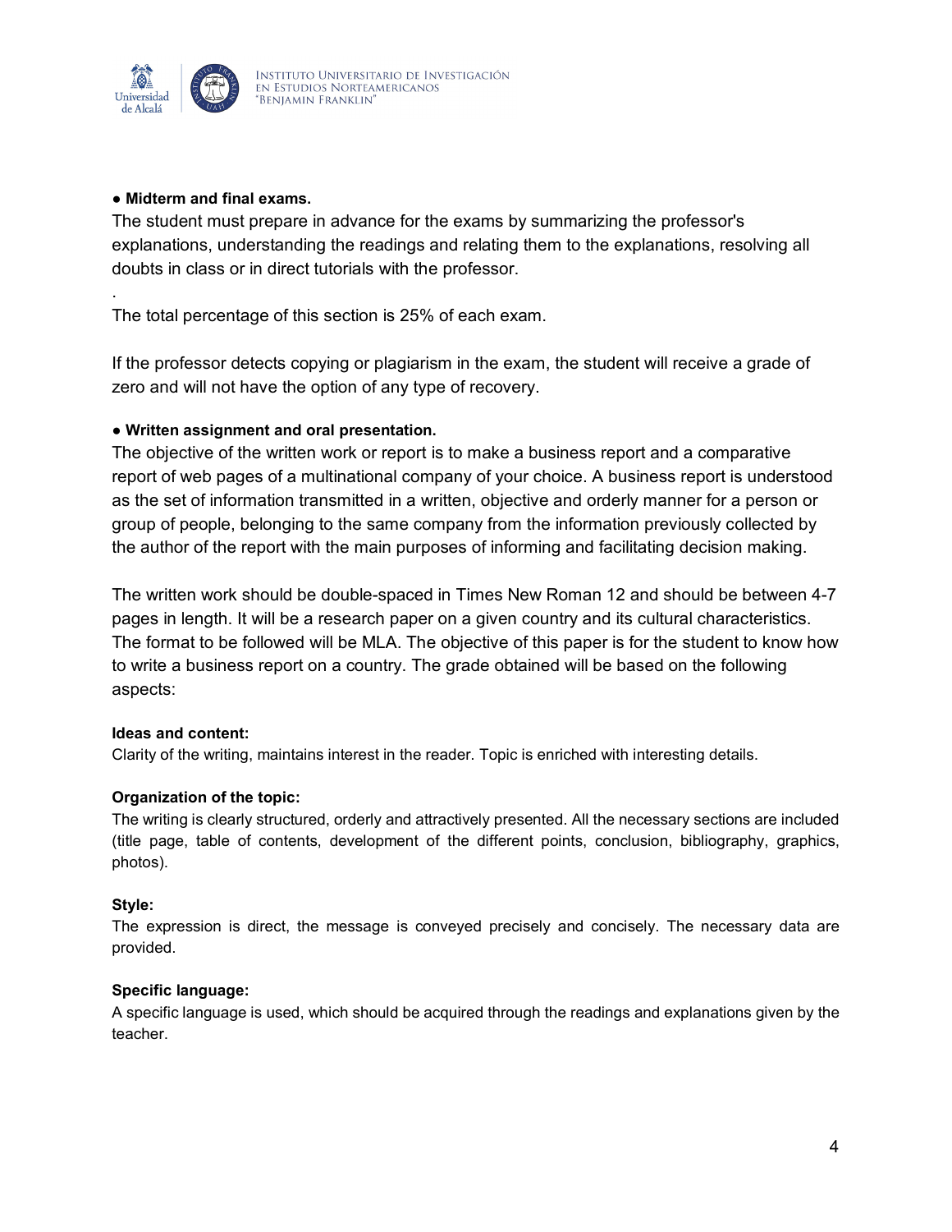● **Midterm and final exams.**

The student must prepare in advance for the exams by summarizing the professor's explanations, understanding the readings and relating them to the explanations, resolving all doubts in class or in direct tutorials with the professor.

.

The total percentage of this section is 25% of each exam.

If the professor detects copying or plagiarism in the exam, the student will receive a grade of zero and will not have the option of any type of recovery.

● **Written assignment and oral presentation.**

The objective of the written work or report is to make a business report and a comparative report of web pages of a multinational company of your choice. A business report is understood as the set of information transmitted in a written, objective and orderly manner for a person or group of people, belonging to the same company from the information previously collected by the author of the report with the main purposes of informing and facilitating decision making.

The written work should be double-spaced in Times New Roman 12 and should be between 4-7 pages in length. It will be a research paper on a given country and its cultural characteristics. The format to be followed will be MLA. The objective of this paper is for the student to know how to write a business report on a country. The grade obtained will be based on the following aspects:

**Ideas and content:**

Clarity of the writing, maintains interest in the reader. Topic is enriched with interesting details.

**Organization of the topic:**

The writing is clearly structured, orderly and attractively presented. All the necessary sections are included (title page, table of contents, development of the different points, conclusion, bibliography, graphics, photos).

**Style:**

The expression is direct, the message is conveyed precisely and concisely. The necessary data are provided.

**Specific language:**

A specific language is used, which should be acquired through the readings and explanations given by the teacher.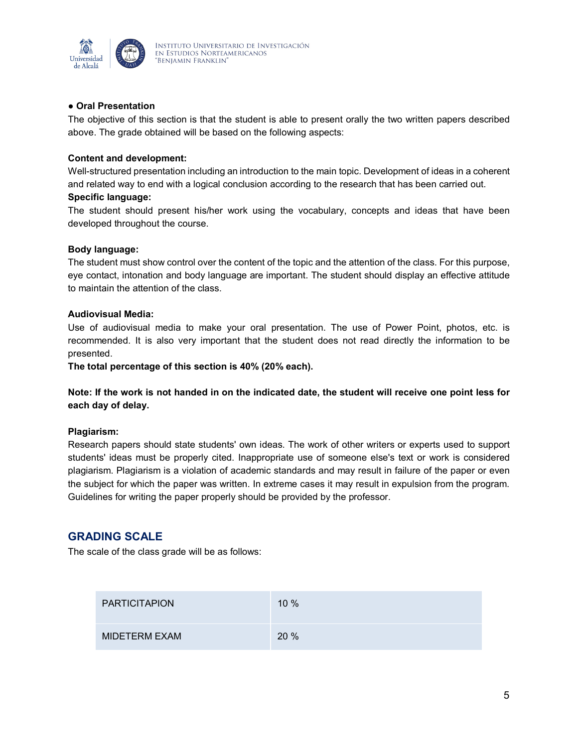● **Oral Presentation**

The objective of this section is that the student is able to present orally the two written papers described above. The grade obtained will be based on the following aspects:

**Content and development:**

Well-structured presentation including an introduction to the main topic. Development of ideas in a coherent and related way to end with a logical conclusion according to the research that has been carried out.

**Specific language:**

The student should present his/her work using the vocabulary, concepts and ideas that have been developed throughout the course.

**Body language:**

The student must show control over the content of the topic and the attention of the class. For this purpose, eye contact, intonation and body language are important. The student should display an effective attitude to maintain the attention of the class.

**Audiovisual Media:**

Use of audiovisual media to make your oral presentation. The use of Power Point, photos, etc. is recommended. It is also very important that the student does not read directly the information to be presented.

**The total percentage of this section is 40% (20% each).**

**Note: If the work is not handed in on the indicated date, the student will receive one point less for each day of delay.**

**Plagiarism:**

Research papers should state students' own ideas. The work of other writers or experts used to support students' ideas must be properly cited. Inappropriate use of someone else's text or work is considered plagiarism. Plagiarism is a violation of academic standards and may result in failure of the paper or even the subject for which the paper was written. In extreme cases it may result in expulsion from the program. Guidelines for writing the paper properly should be provided by the professor.

## GRADING SCALE

The scale of the class grade will be as follows:

| | |
|---|---|
| PARTICITAPION | 10 % |
| MIDETERM EXAM | 20 % |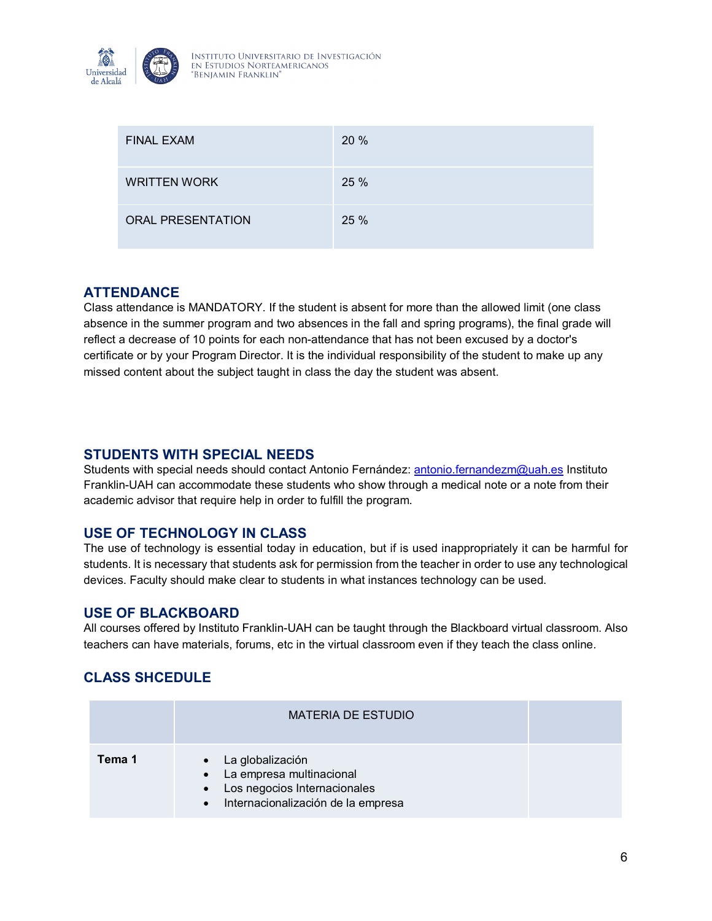| FINAL EXAM | 20 % |
|---|---|
| WRITTEN WORK | 25 % |
| ORAL PRESENTATION | 25 % |

## ATTENDANCE

Class attendance is MANDATORY. If the student is absent for more than the allowed limit (one class absence in the summer program and two absences in the fall and spring programs), the final grade will reflect a decrease of 10 points for each non-attendance that has not been excused by a doctor's certificate or by your Program Director. It is the individual responsibility of the student to make up any missed content about the subject taught in class the day the student was absent.

## STUDENTS WITH SPECIAL NEEDS

Students with special needs should contact Antonio Fernández: antonio.fernandezm@uah.es Instituto Franklin-UAH can accommodate these students who show through a medical note or a note from their academic advisor that require help in order to fulfill the program.

## USE OF TECHNOLOGY IN CLASS

The use of technology is essential today in education, but if is used inappropriately it can be harmful for students. It is necessary that students ask for permission from the teacher in order to use any technological devices. Faculty should make clear to students in what instances technology can be used.

## USE OF BLACKBOARD

All courses offered by Instituto Franklin-UAH can be taught through the Blackboard virtual classroom. Also teachers can have materials, forums, etc in the virtual classroom even if they teach the class online.

## CLASS SHCEDULE

| | MATERIA DE ESTUDIO | |
|---|---|---|
| **Tema 1** | • La globalización<br>• La empresa multinacional<br>• Los negocios Internacionales<br>• Internacionalización de la empresa | |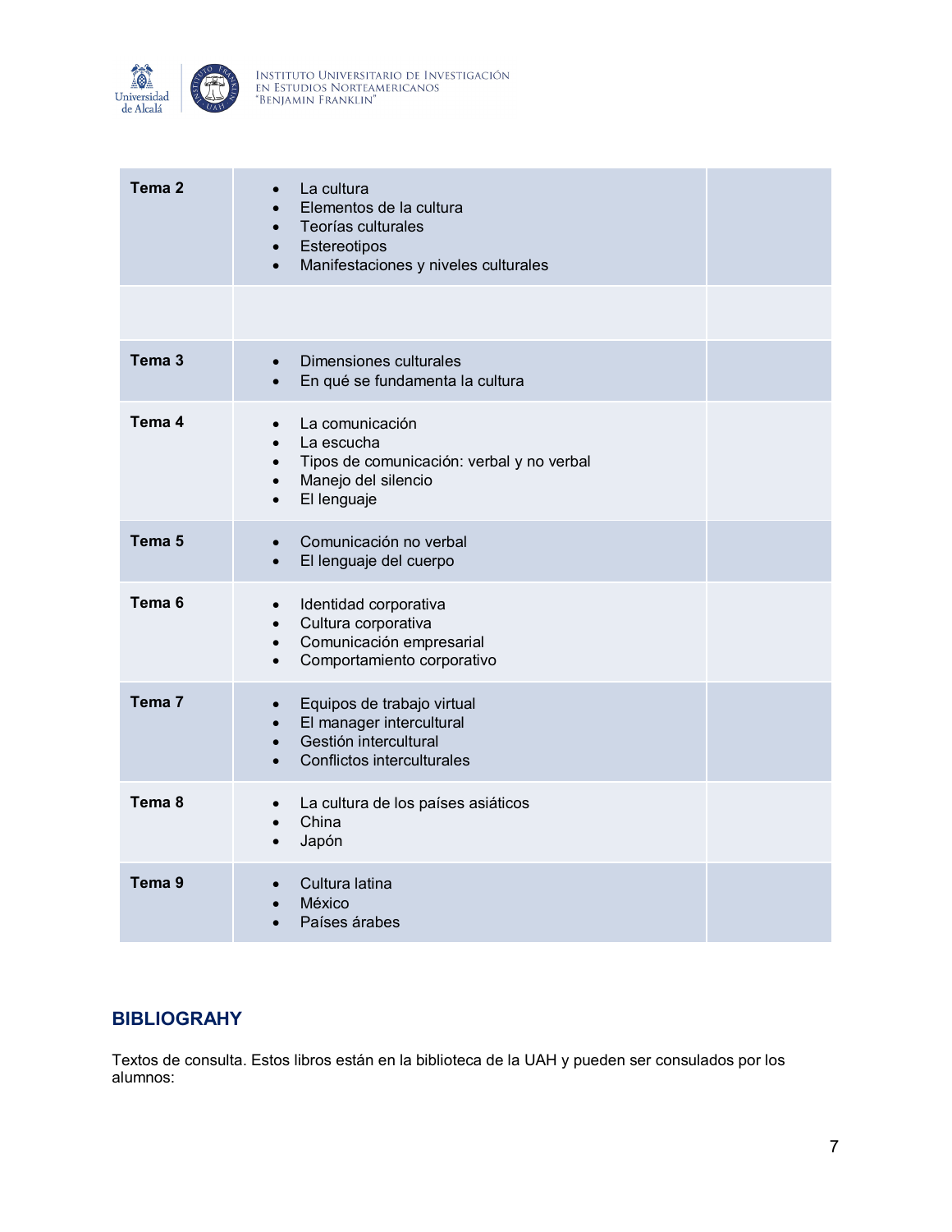| | | |
|---|---|---|
| **Tema 2** | • La cultura<br>• Elementos de la cultura<br>• Teorías culturales<br>• Estereotipos<br>• Manifestaciones y niveles culturales | |
| | | |
| **Tema 3** | • Dimensiones culturales<br>• En qué se fundamenta la cultura | |
| **Tema 4** | • La comunicación<br>• La escucha<br>• Tipos de comunicación: verbal y no verbal<br>• Manejo del silencio<br>• El lenguaje | |
| **Tema 5** | • Comunicación no verbal<br>• El lenguaje del cuerpo | |
| **Tema 6** | • Identidad corporativa<br>• Cultura corporativa<br>• Comunicación empresarial<br>• Comportamiento corporativo | |
| **Tema 7** | • Equipos de trabajo virtual<br>• El manager intercultural<br>• Gestión intercultural<br>• Conflictos interculturales | |
| **Tema 8** | • La cultura de los países asiáticos<br>• China<br>• Japón | |
| **Tema 9** | • Cultura latina<br>• México<br>• Países árabes | |

## BIBLIOGRAHY

Textos de consulta. Estos libros están en la biblioteca de la UAH y pueden ser consulados por los alumnos: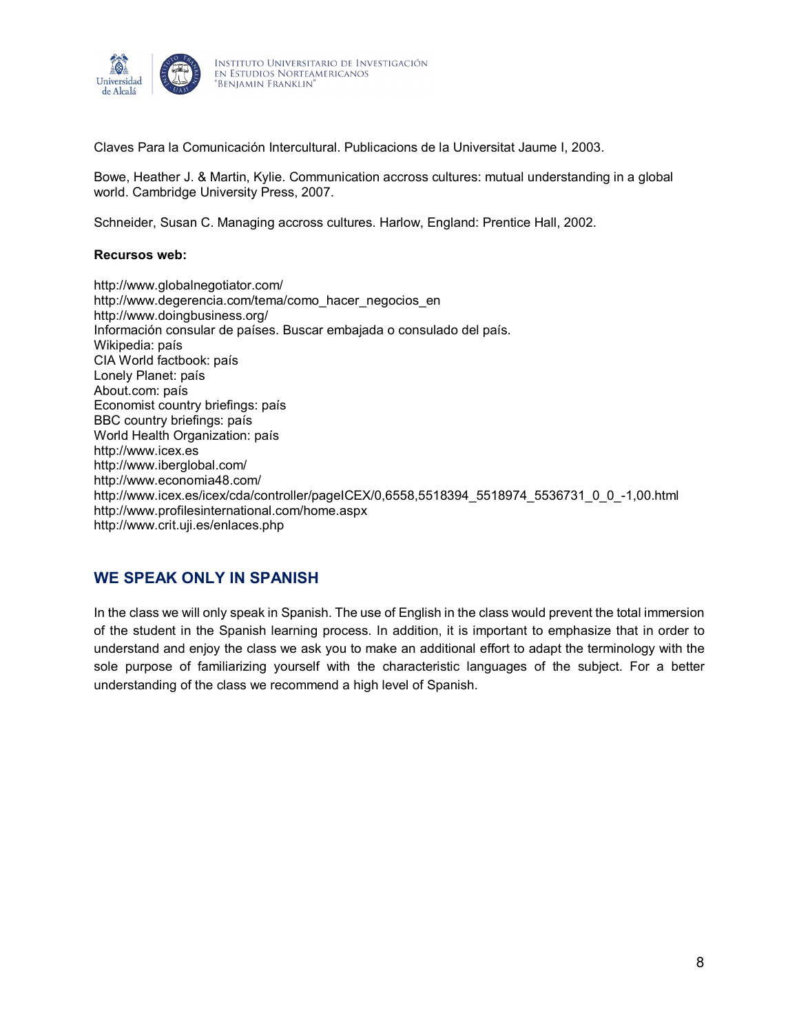Claves Para la Comunicación Intercultural. Publicacions de la Universitat Jaume I, 2003.

Bowe, Heather J. & Martin, Kylie. Communication accross cultures: mutual understanding in a global world. Cambridge University Press, 2007.

Schneider, Susan C. Managing accross cultures. Harlow, England: Prentice Hall, 2002.

**Recursos web:**

http://www.globalnegotiator.com/
http://www.degerencia.com/tema/como_hacer_negocios_en
http://www.doingbusiness.org/
Información consular de países. Buscar embajada o consulado del país.
Wikipedia: país
CIA World factbook: país
Lonely Planet: país
About.com: país
Economist country briefings: país
BBC country briefings: país
World Health Organization: país
http://www.icex.es
http://www.iberglobal.com/
http://www.economia48.com/
http://www.icex.es/icex/cda/controller/pageICEX/0,6558,5518394_5518974_5536731_0_0_-1,00.html
http://www.profilesinternational.com/home.aspx
http://www.crit.uji.es/enlaces.php

## WE SPEAK ONLY IN SPANISH

In the class we will only speak in Spanish. The use of English in the class would prevent the total immersion of the student in the Spanish learning process. In addition, it is important to emphasize that in order to understand and enjoy the class we ask you to make an additional effort to adapt the terminology with the sole purpose of familiarizing yourself with the characteristic languages of the subject. For a better understanding of the class we recommend a high level of Spanish.